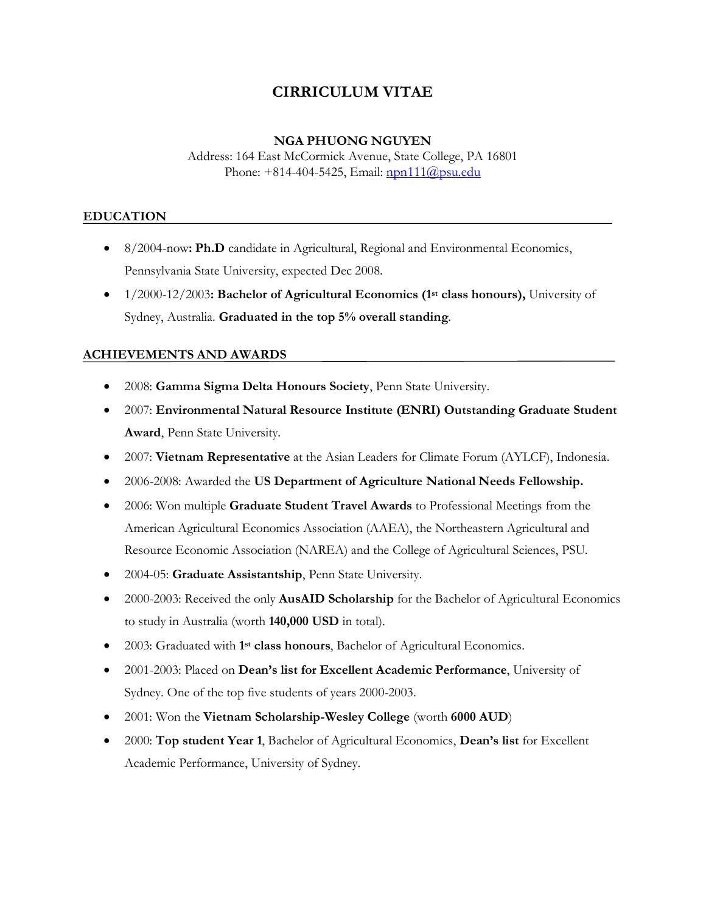# CIRRICULUM VITAE

**NGA PHUONG NGUYEN**

Address: 164 East McCormick Avenue, State College, PA 16801
Phone: +814-404-5425, Email: npn111@psu.edu

## EDUCATION

- 8/2004-now**: Ph.D** candidate in Agricultural, Regional and Environmental Economics, Pennsylvania State University, expected Dec 2008.
- 1/2000-12/2003**: Bachelor of Agricultural Economics (1st class honours),** University of Sydney, Australia. **Graduated in the top 5% overall standing**.

## ACHIEVEMENTS AND AWARDS

- 2008: **Gamma Sigma Delta Honours Society**, Penn State University.
- 2007: **Environmental Natural Resource Institute (ENRI) Outstanding Graduate Student Award**, Penn State University.
- 2007: **Vietnam Representative** at the Asian Leaders for Climate Forum (AYLCF), Indonesia.
- 2006-2008: Awarded the **US Department of Agriculture National Needs Fellowship.**
- 2006: Won multiple **Graduate Student Travel Awards** to Professional Meetings from the American Agricultural Economics Association (AAEA), the Northeastern Agricultural and Resource Economic Association (NAREA) and the College of Agricultural Sciences, PSU.
- 2004-05: **Graduate Assistantship**, Penn State University.
- 2000-2003: Received the only **AusAID Scholarship** for the Bachelor of Agricultural Economics to study in Australia (worth **140,000 USD** in total).
- 2003: Graduated with **1st class honours**, Bachelor of Agricultural Economics.
- 2001-2003: Placed on **Dean's list for Excellent Academic Performance**, University of Sydney. One of the top five students of years 2000-2003.
- 2001: Won the **Vietnam Scholarship-Wesley College** (worth **6000 AUD**)
- 2000: **Top student Year 1**, Bachelor of Agricultural Economics, **Dean's list** for Excellent Academic Performance, University of Sydney.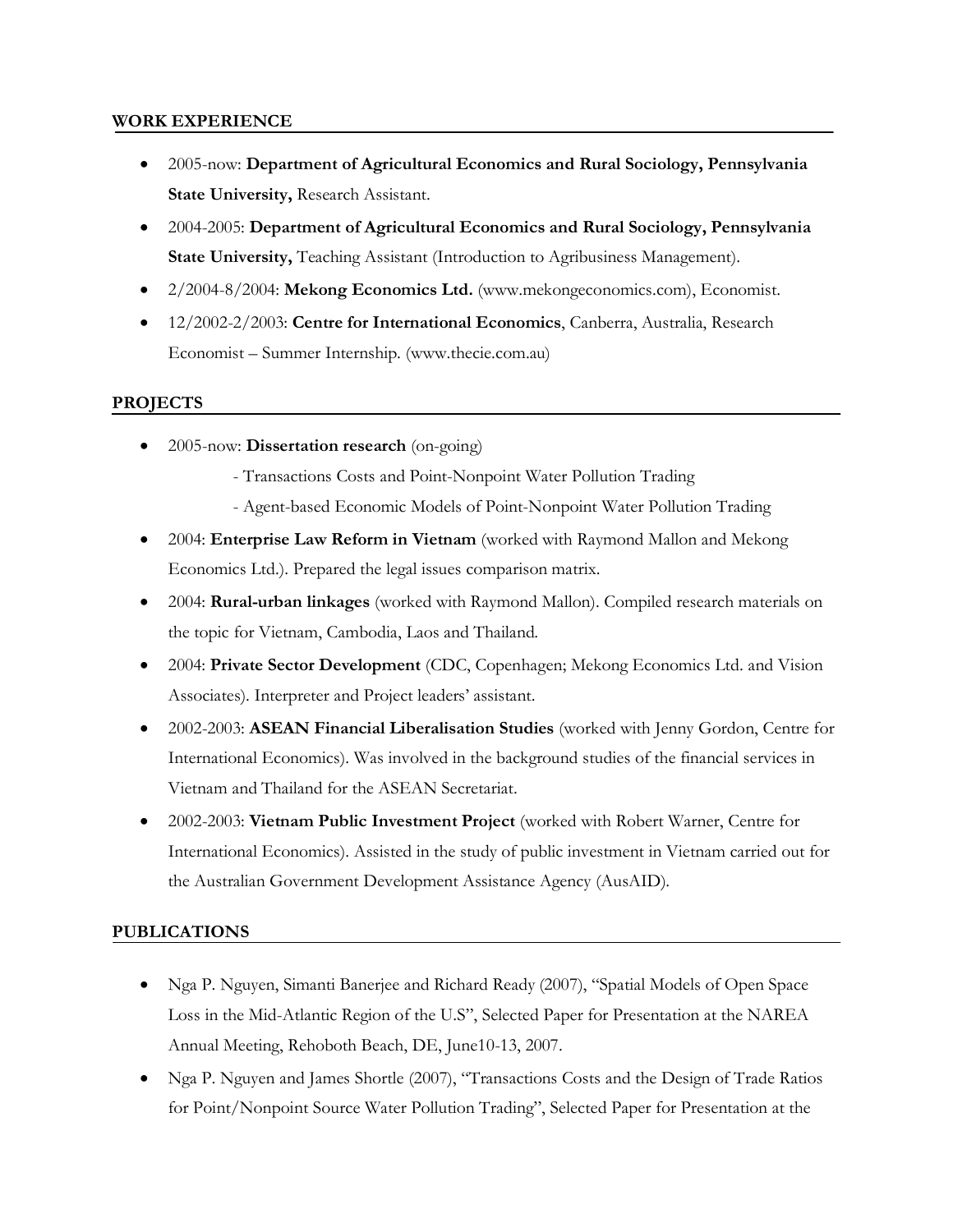## WORK EXPERIENCE

- 2005-now: **Department of Agricultural Economics and Rural Sociology, Pennsylvania State University,** Research Assistant.
- 2004-2005: **Department of Agricultural Economics and Rural Sociology, Pennsylvania State University,** Teaching Assistant (Introduction to Agribusiness Management).
- 2/2004-8/2004: **Mekong Economics Ltd.** (www.mekongeconomics.com), Economist.
- 12/2002-2/2003: **Centre for International Economics**, Canberra, Australia, Research Economist – Summer Internship. (www.thecie.com.au)

## PROJECTS

- 2005-now: **Dissertation research** (on-going)
  - Transactions Costs and Point-Nonpoint Water Pollution Trading
  - Agent-based Economic Models of Point-Nonpoint Water Pollution Trading
- 2004: **Enterprise Law Reform in Vietnam** (worked with Raymond Mallon and Mekong Economics Ltd.). Prepared the legal issues comparison matrix.
- 2004: **Rural-urban linkages** (worked with Raymond Mallon). Compiled research materials on the topic for Vietnam, Cambodia, Laos and Thailand.
- 2004: **Private Sector Development** (CDC, Copenhagen; Mekong Economics Ltd. and Vision Associates). Interpreter and Project leaders' assistant.
- 2002-2003: **ASEAN Financial Liberalisation Studies** (worked with Jenny Gordon, Centre for International Economics). Was involved in the background studies of the financial services in Vietnam and Thailand for the ASEAN Secretariat.
- 2002-2003: **Vietnam Public Investment Project** (worked with Robert Warner, Centre for International Economics). Assisted in the study of public investment in Vietnam carried out for the Australian Government Development Assistance Agency (AusAID).

## PUBLICATIONS

- Nga P. Nguyen, Simanti Banerjee and Richard Ready (2007), "Spatial Models of Open Space Loss in the Mid-Atlantic Region of the U.S", Selected Paper for Presentation at the NAREA Annual Meeting, Rehoboth Beach, DE, June10-13, 2007.
- Nga P. Nguyen and James Shortle (2007), "Transactions Costs and the Design of Trade Ratios for Point/Nonpoint Source Water Pollution Trading", Selected Paper for Presentation at the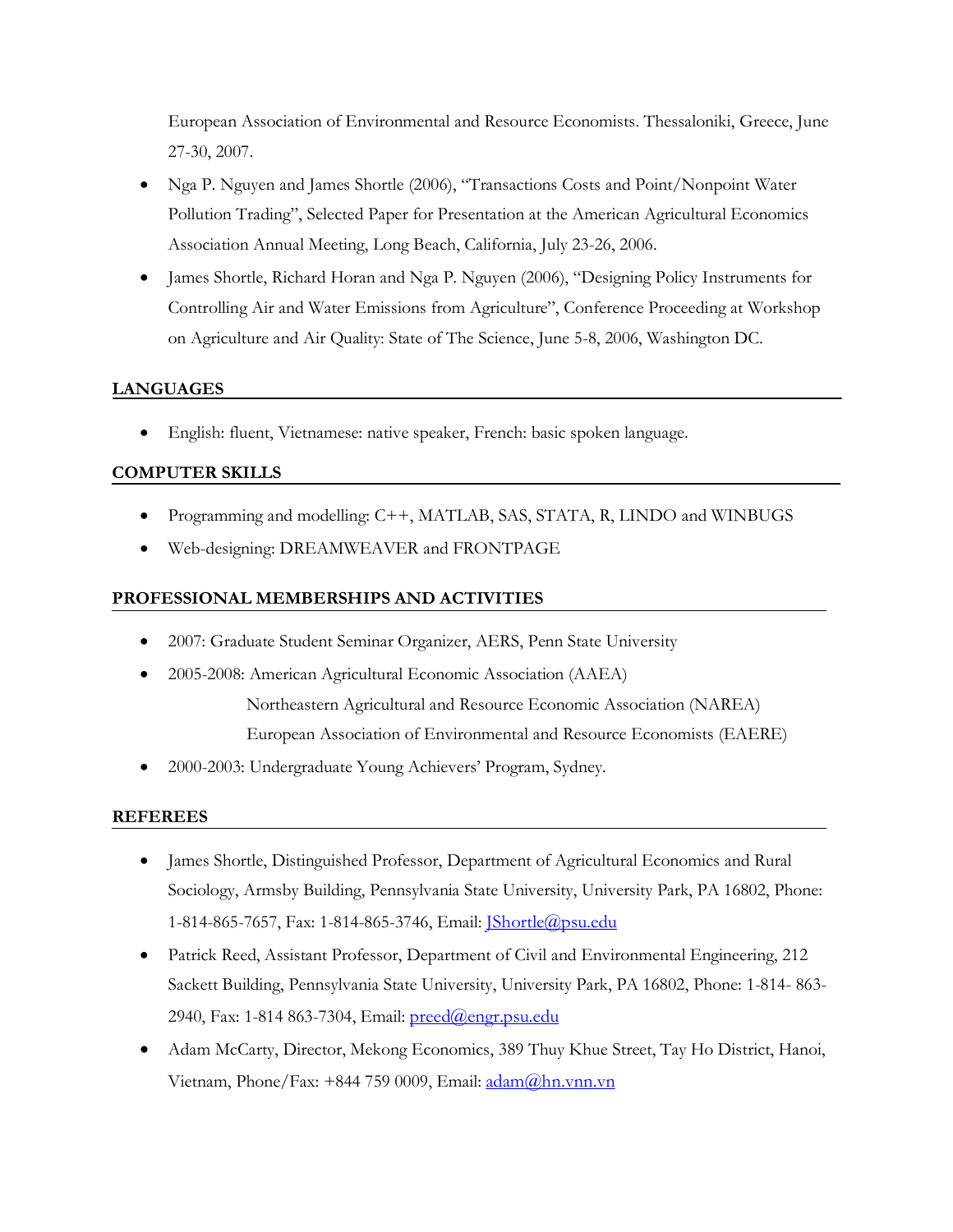European Association of Environmental and Resource Economists. Thessaloniki, Greece, June 27-30, 2007.

- Nga P. Nguyen and James Shortle (2006), "Transactions Costs and Point/Nonpoint Water Pollution Trading", Selected Paper for Presentation at the American Agricultural Economics Association Annual Meeting, Long Beach, California, July 23-26, 2006.
- James Shortle, Richard Horan and Nga P. Nguyen (2006), "Designing Policy Instruments for Controlling Air and Water Emissions from Agriculture", Conference Proceeding at Workshop on Agriculture and Air Quality: State of The Science, June 5-8, 2006, Washington DC.

## LANGUAGES

- English: fluent, Vietnamese: native speaker, French: basic spoken language.

## COMPUTER SKILLS

- Programming and modelling: C++, MATLAB, SAS, STATA, R, LINDO and WINBUGS
- Web-designing: DREAMWEAVER and FRONTPAGE

## PROFESSIONAL MEMBERSHIPS AND ACTIVITIES

- 2007: Graduate Student Seminar Organizer, AERS, Penn State University
- 2005-2008: American Agricultural Economic Association (AAEA)
  Northeastern Agricultural and Resource Economic Association (NAREA)
  European Association of Environmental and Resource Economists (EAERE)
- 2000-2003: Undergraduate Young Achievers' Program, Sydney.

## REFEREES

- James Shortle, Distinguished Professor, Department of Agricultural Economics and Rural Sociology, Armsby Building, Pennsylvania State University, University Park, PA 16802, Phone: 1-814-865-7657, Fax: 1-814-865-3746, Email: JShortle@psu.edu
- Patrick Reed, Assistant Professor, Department of Civil and Environmental Engineering, 212 Sackett Building, Pennsylvania State University, University Park, PA 16802, Phone: 1-814- 863-2940, Fax: 1-814 863-7304, Email: preed@engr.psu.edu
- Adam McCarty, Director, Mekong Economics, 389 Thuy Khue Street, Tay Ho District, Hanoi, Vietnam, Phone/Fax: +844 759 0009, Email: adam@hn.vnn.vn